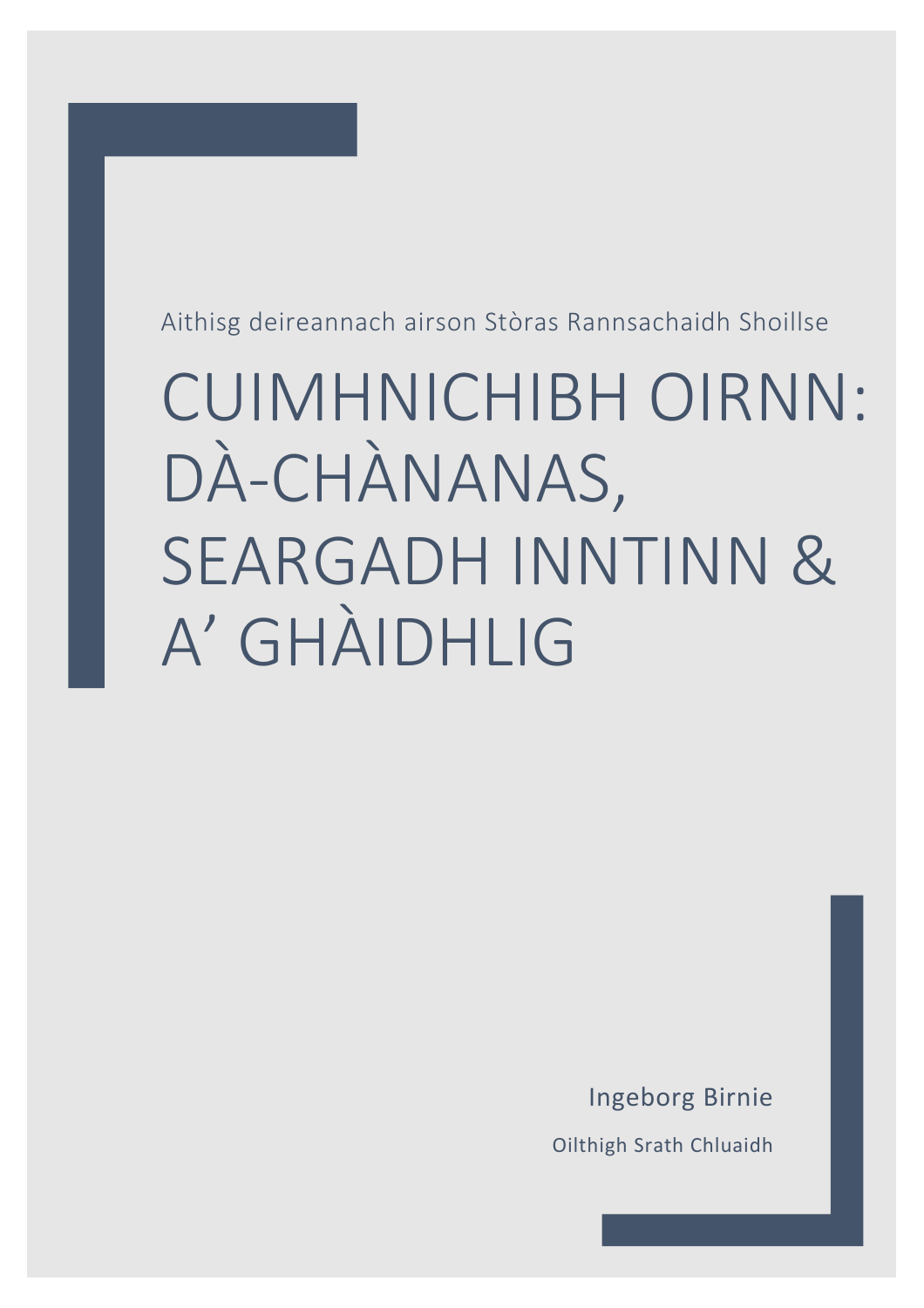Aithisg deireannach airson Stòras Rannsachaidh Shoillse

# CUIMHNICHIBH OIRNN: DÀ-CHÀNANAS, SEARGADH INNTINN & A' GHÀIDHLIG

Ingeborg Birnie

Oilthigh Srath Chluaidh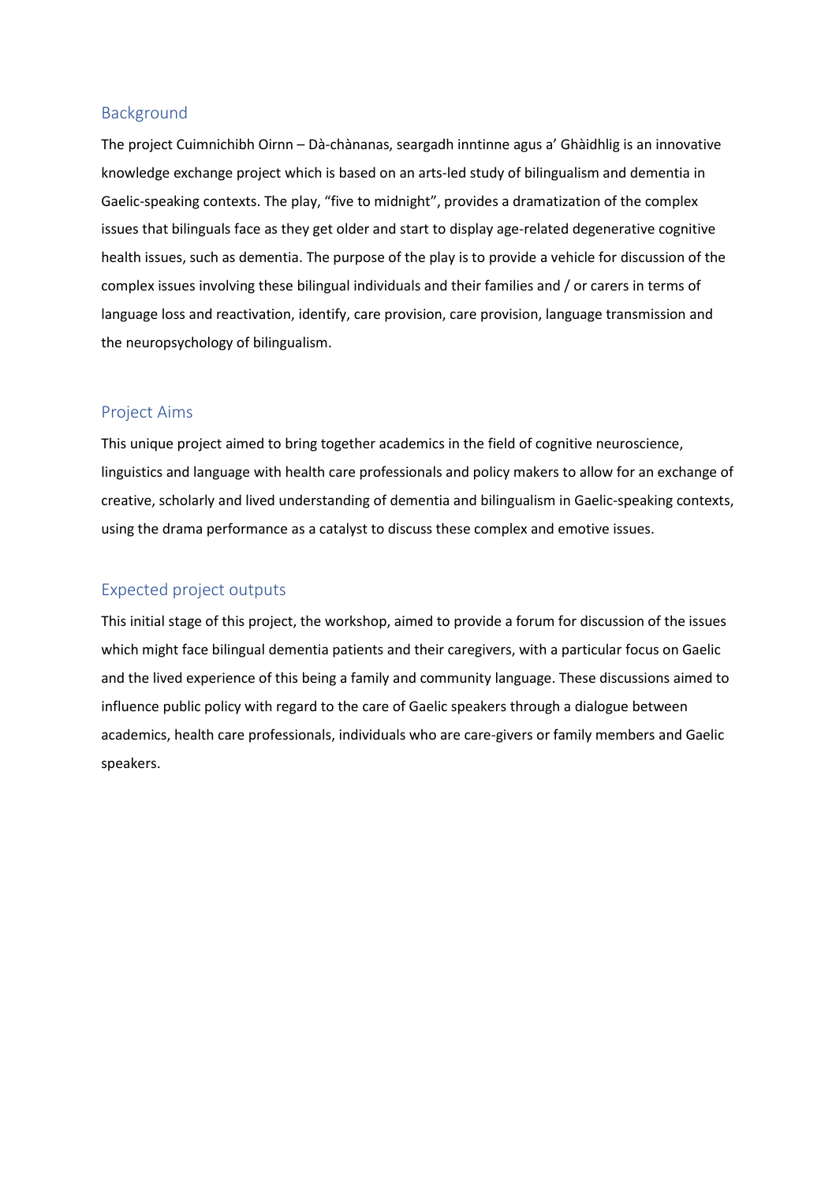## Background

The project Cuimnichibh Oirnn – Dà-chànanas, seargadh inntinne agus a' Ghàidhlig is an innovative knowledge exchange project which is based on an arts-led study of bilingualism and dementia in Gaelic-speaking contexts. The play, "five to midnight", provides a dramatization of the complex issues that bilinguals face as they get older and start to display age-related degenerative cognitive health issues, such as dementia. The purpose of the play is to provide a vehicle for discussion of the complex issues involving these bilingual individuals and their families and / or carers in terms of language loss and reactivation, identify, care provision, care provision, language transmission and the neuropsychology of bilingualism.

## Project Aims

This unique project aimed to bring together academics in the field of cognitive neuroscience, linguistics and language with health care professionals and policy makers to allow for an exchange of creative, scholarly and lived understanding of dementia and bilingualism in Gaelic-speaking contexts, using the drama performance as a catalyst to discuss these complex and emotive issues.

## Expected project outputs

This initial stage of this project, the workshop, aimed to provide a forum for discussion of the issues which might face bilingual dementia patients and their caregivers, with a particular focus on Gaelic and the lived experience of this being a family and community language. These discussions aimed to influence public policy with regard to the care of Gaelic speakers through a dialogue between academics, health care professionals, individuals who are care-givers or family members and Gaelic speakers.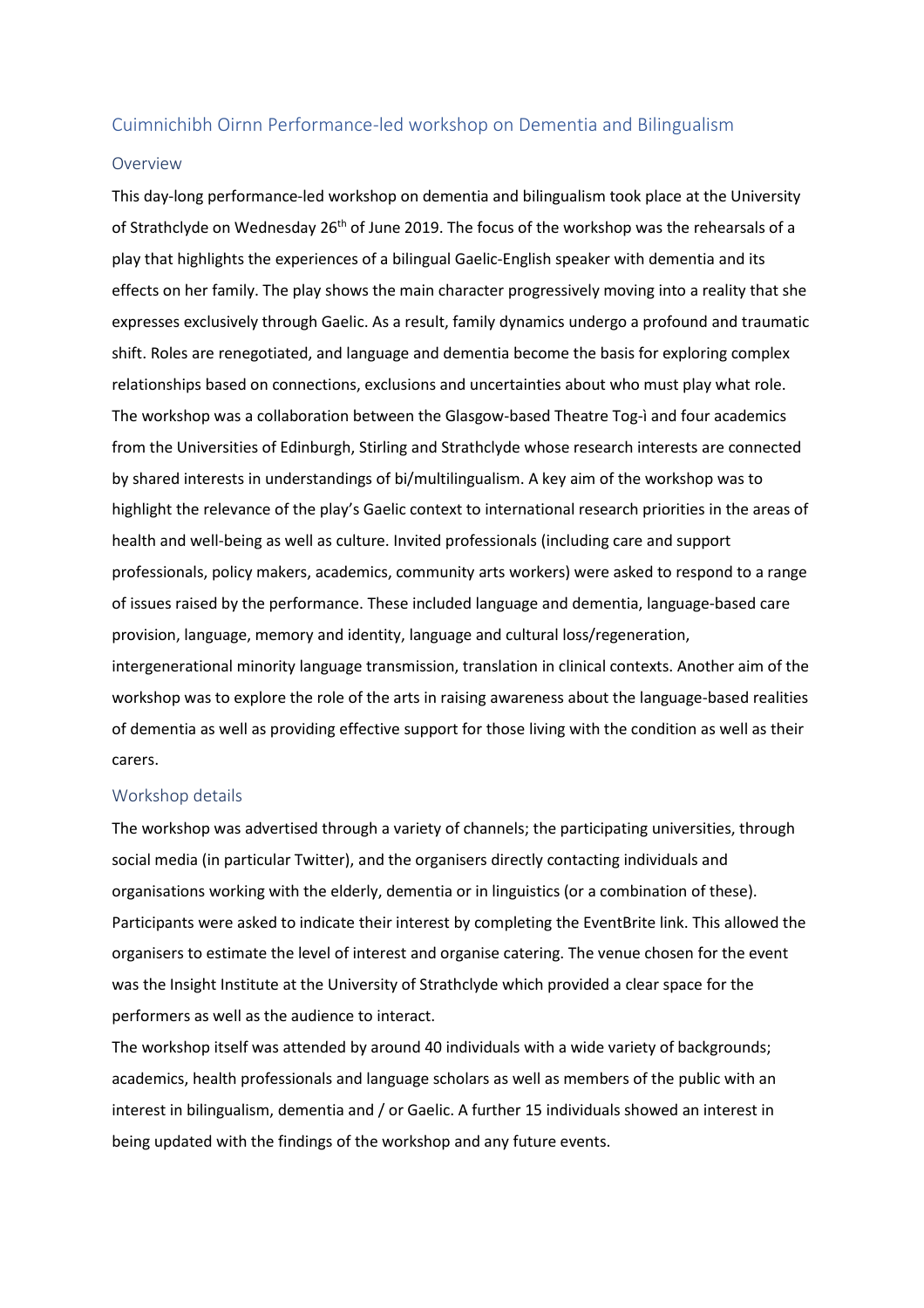## Cuimnichibh Oirnn Performance-led workshop on Dementia and Bilingualism

### Overview

This day-long performance-led workshop on dementia and bilingualism took place at the University of Strathclyde on Wednesday 26th of June 2019. The focus of the workshop was the rehearsals of a play that highlights the experiences of a bilingual Gaelic-English speaker with dementia and its effects on her family. The play shows the main character progressively moving into a reality that she expresses exclusively through Gaelic. As a result, family dynamics undergo a profound and traumatic shift. Roles are renegotiated, and language and dementia become the basis for exploring complex relationships based on connections, exclusions and uncertainties about who must play what role. The workshop was a collaboration between the Glasgow-based Theatre Tog-ì and four academics from the Universities of Edinburgh, Stirling and Strathclyde whose research interests are connected by shared interests in understandings of bi/multilingualism. A key aim of the workshop was to highlight the relevance of the play's Gaelic context to international research priorities in the areas of health and well-being as well as culture. Invited professionals (including care and support professionals, policy makers, academics, community arts workers) were asked to respond to a range of issues raised by the performance. These included language and dementia, language-based care provision, language, memory and identity, language and cultural loss/regeneration, intergenerational minority language transmission, translation in clinical contexts. Another aim of the workshop was to explore the role of the arts in raising awareness about the language-based realities of dementia as well as providing effective support for those living with the condition as well as their carers.

### Workshop details

The workshop was advertised through a variety of channels; the participating universities, through social media (in particular Twitter), and the organisers directly contacting individuals and organisations working with the elderly, dementia or in linguistics (or a combination of these). Participants were asked to indicate their interest by completing the EventBrite link. This allowed the organisers to estimate the level of interest and organise catering. The venue chosen for the event was the Insight Institute at the University of Strathclyde which provided a clear space for the performers as well as the audience to interact.

The workshop itself was attended by around 40 individuals with a wide variety of backgrounds; academics, health professionals and language scholars as well as members of the public with an interest in bilingualism, dementia and / or Gaelic. A further 15 individuals showed an interest in being updated with the findings of the workshop and any future events.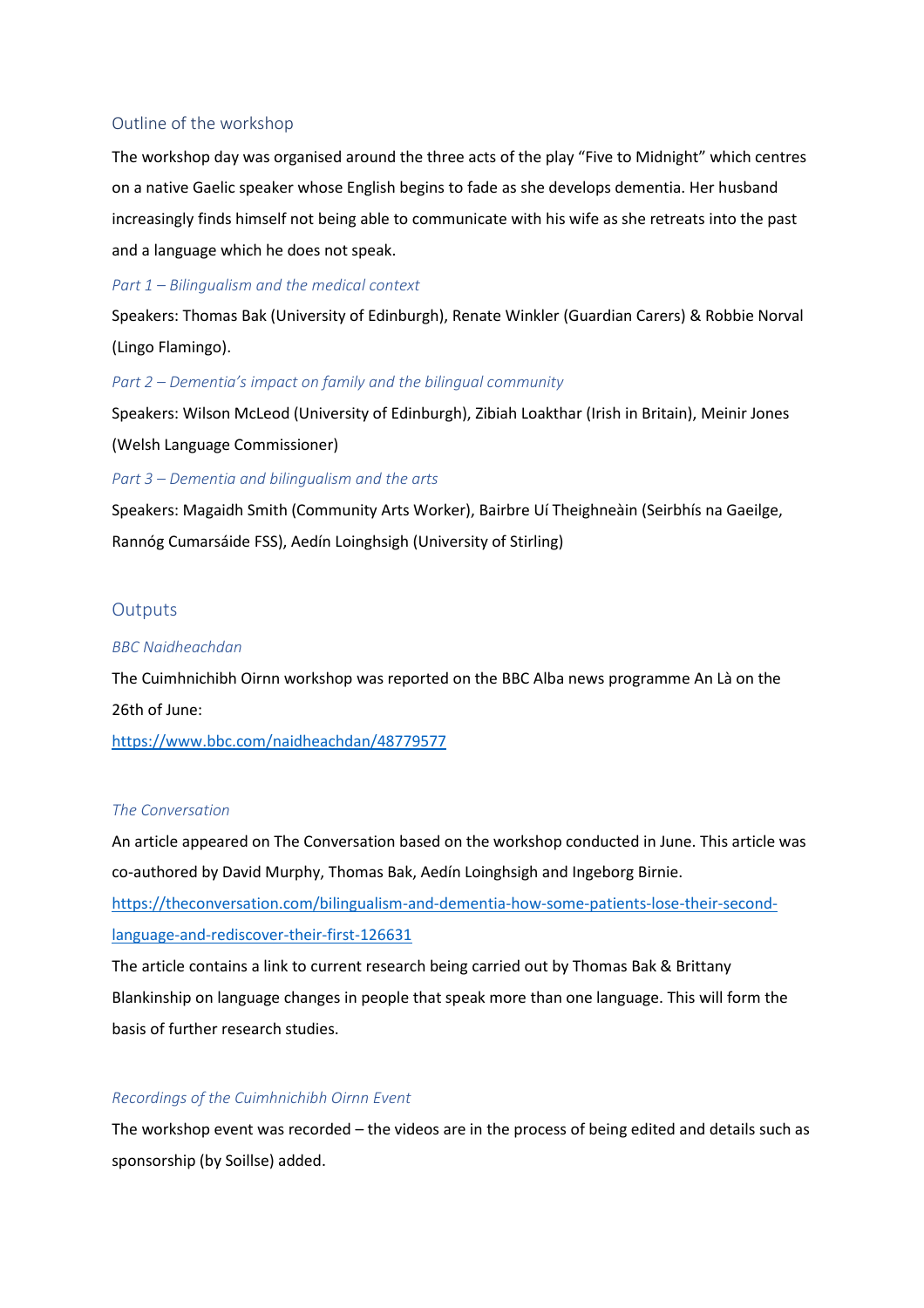## Outline of the workshop

The workshop day was organised around the three acts of the play "Five to Midnight" which centres on a native Gaelic speaker whose English begins to fade as she develops dementia. Her husband increasingly finds himself not being able to communicate with his wife as she retreats into the past and a language which he does not speak.

### *Part 1 – Bilingualism and the medical context*

Speakers: Thomas Bak (University of Edinburgh), Renate Winkler (Guardian Carers) & Robbie Norval (Lingo Flamingo).

### *Part 2 – Dementia's impact on family and the bilingual community*

Speakers: Wilson McLeod (University of Edinburgh), Zibiah Loakthar (Irish in Britain), Meinir Jones (Welsh Language Commissioner)

### *Part 3 – Dementia and bilingualism and the arts*

Speakers: Magaidh Smith (Community Arts Worker), Bairbre Uí Theighneàin (Seirbhís na Gaeilge, Rannóg Cumarsáide FSS), Aedín Loinghsigh (University of Stirling)

## Outputs

### *BBC Naidheachdan*

The Cuimhnichibh Oirnn workshop was reported on the BBC Alba news programme An Là on the 26th of June:

https://www.bbc.com/naidheachdan/48779577

### *The Conversation*

An article appeared on The Conversation based on the workshop conducted in June. This article was co-authored by David Murphy, Thomas Bak, Aedín Loinghsigh and Ingeborg Birnie.

https://theconversation.com/bilingualism-and-dementia-how-some-patients-lose-their-second-language-and-rediscover-their-first-126631

The article contains a link to current research being carried out by Thomas Bak & Brittany Blankinship on language changes in people that speak more than one language. This will form the basis of further research studies.

### *Recordings of the Cuimhnichibh Oirnn Event*

The workshop event was recorded – the videos are in the process of being edited and details such as sponsorship (by Soillse) added.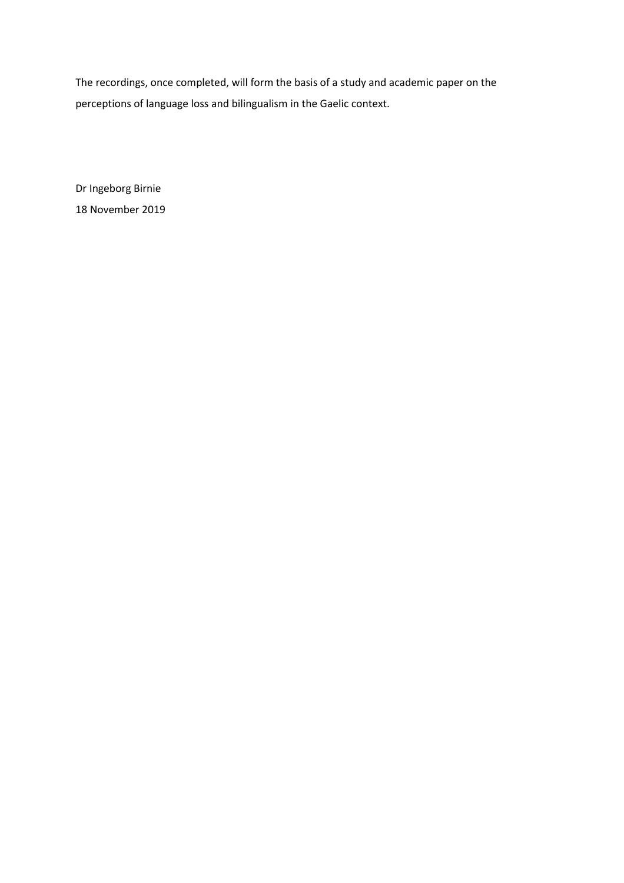The recordings, once completed, will form the basis of a study and academic paper on the perceptions of language loss and bilingualism in the Gaelic context.

Dr Ingeborg Birnie
18 November 2019